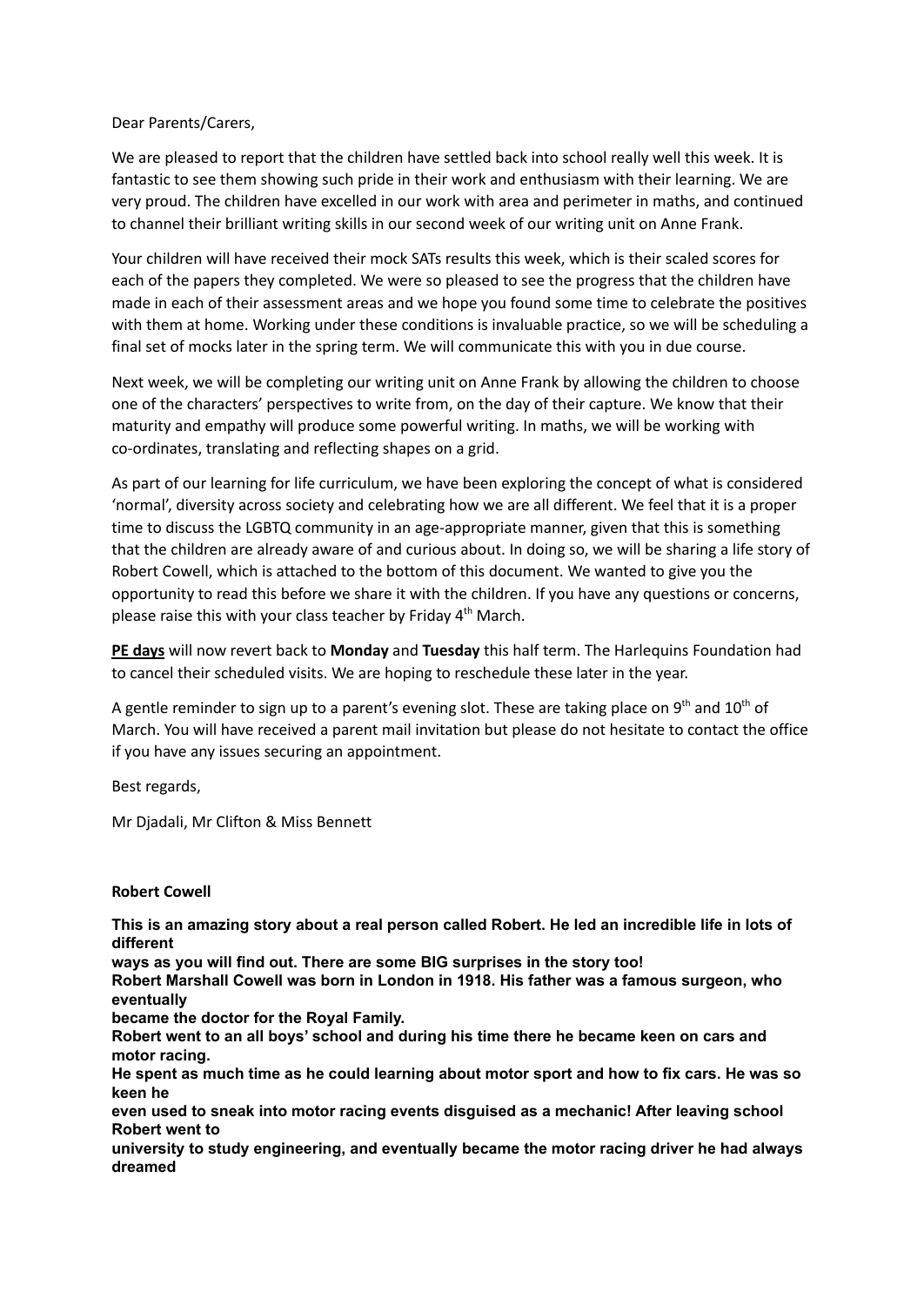Dear Parents/Carers,

We are pleased to report that the children have settled back into school really well this week. It is fantastic to see them showing such pride in their work and enthusiasm with their learning. We are very proud. The children have excelled in our work with area and perimeter in maths, and continued to channel their brilliant writing skills in our second week of our writing unit on Anne Frank.

Your children will have received their mock SATs results this week, which is their scaled scores for each of the papers they completed. We were so pleased to see the progress that the children have made in each of their assessment areas and we hope you found some time to celebrate the positives with them at home. Working under these conditions is invaluable practice, so we will be scheduling a final set of mocks later in the spring term. We will communicate this with you in due course.

Next week, we will be completing our writing unit on Anne Frank by allowing the children to choose one of the characters' perspectives to write from, on the day of their capture. We know that their maturity and empathy will produce some powerful writing. In maths, we will be working with co-ordinates, translating and reflecting shapes on a grid.

As part of our learning for life curriculum, we have been exploring the concept of what is considered 'normal', diversity across society and celebrating how we are all different. We feel that it is a proper time to discuss the LGBTQ community in an age-appropriate manner, given that this is something that the children are already aware of and curious about. In doing so, we will be sharing a life story of Robert Cowell, which is attached to the bottom of this document. We wanted to give you the opportunity to read this before we share it with the children. If you have any questions or concerns, please raise this with your class teacher by Friday 4th March.

**PE days** will now revert back to **Monday** and **Tuesday** this half term. The Harlequins Foundation had to cancel their scheduled visits. We are hoping to reschedule these later in the year.

A gentle reminder to sign up to a parent's evening slot. These are taking place on 9th and 10th of March. You will have received a parent mail invitation but please do not hesitate to contact the office if you have any issues securing an appointment.

Best regards,

Mr Djadali, Mr Clifton & Miss Bennett

**Robert Cowell**

**This is an amazing story about a real person called Robert. He led an incredible life in lots of different ways as you will find out. There are some BIG surprises in the story too!**

**Robert Marshall Cowell was born in London in 1918. His father was a famous surgeon, who eventually became the doctor for the Royal Family.**

**Robert went to an all boys' school and during his time there he became keen on cars and motor racing.**

**He spent as much time as he could learning about motor sport and how to fix cars. He was so keen he even used to sneak into motor racing events disguised as a mechanic! After leaving school Robert went to university to study engineering, and eventually became the motor racing driver he had always dreamed**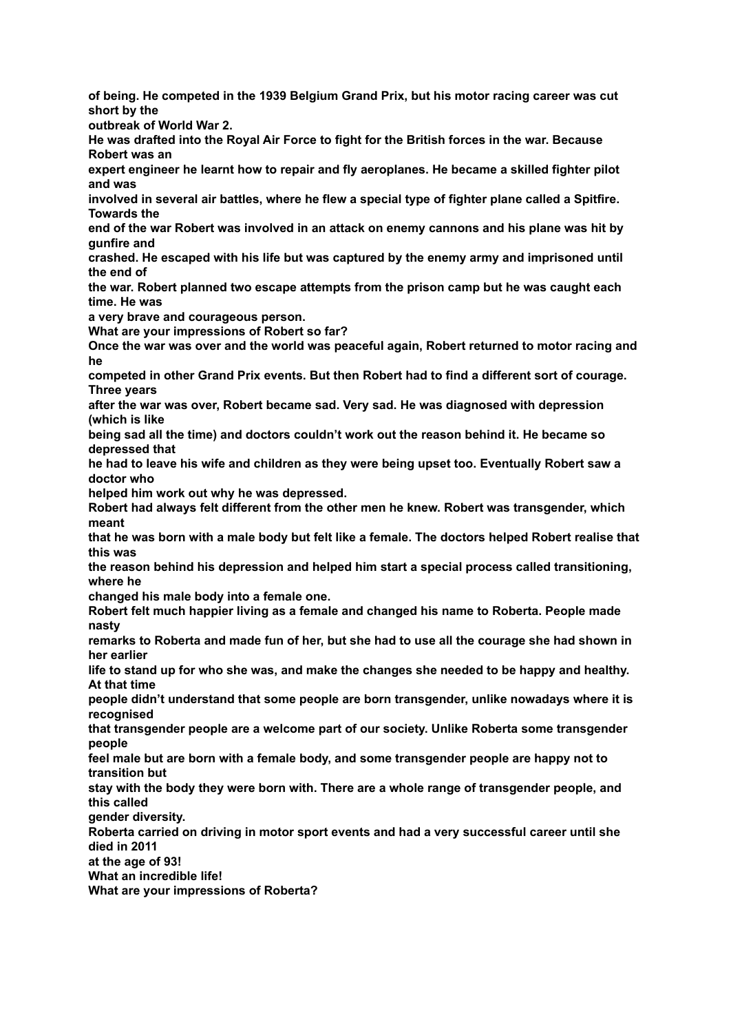**of being. He competed in the 1939 Belgium Grand Prix, but his motor racing career was cut short by the outbreak of World War 2.**

**He was drafted into the Royal Air Force to fight for the British forces in the war. Because Robert was an expert engineer he learnt how to repair and fly aeroplanes. He became a skilled fighter pilot and was involved in several air battles, where he flew a special type of fighter plane called a Spitfire. Towards the end of the war Robert was involved in an attack on enemy cannons and his plane was hit by gunfire and crashed. He escaped with his life but was captured by the enemy army and imprisoned until the end of the war. Robert planned two escape attempts from the prison camp but he was caught each time. He was a very brave and courageous person.**

**What are your impressions of Robert so far?**

**Once the war was over and the world was peaceful again, Robert returned to motor racing and he competed in other Grand Prix events. But then Robert had to find a different sort of courage. Three years after the war was over, Robert became sad. Very sad. He was diagnosed with depression (which is like being sad all the time) and doctors couldn't work out the reason behind it. He became so depressed that he had to leave his wife and children as they were being upset too. Eventually Robert saw a doctor who helped him work out why he was depressed.**

**Robert had always felt different from the other men he knew. Robert was transgender, which meant that he was born with a male body but felt like a female. The doctors helped Robert realise that this was the reason behind his depression and helped him start a special process called transitioning, where he changed his male body into a female one.**

**Robert felt much happier living as a female and changed his name to Roberta. People made nasty remarks to Roberta and made fun of her, but she had to use all the courage she had shown in her earlier life to stand up for who she was, and make the changes she needed to be happy and healthy. At that time people didn't understand that some people are born transgender, unlike nowadays where it is recognised that transgender people are a welcome part of our society. Unlike Roberta some transgender people feel male but are born with a female body, and some transgender people are happy not to transition but stay with the body they were born with. There are a whole range of transgender people, and this called gender diversity.**

**Roberta carried on driving in motor sport events and had a very successful career until she died in 2011 at the age of 93!**

**What an incredible life!**

**What are your impressions of Roberta?**